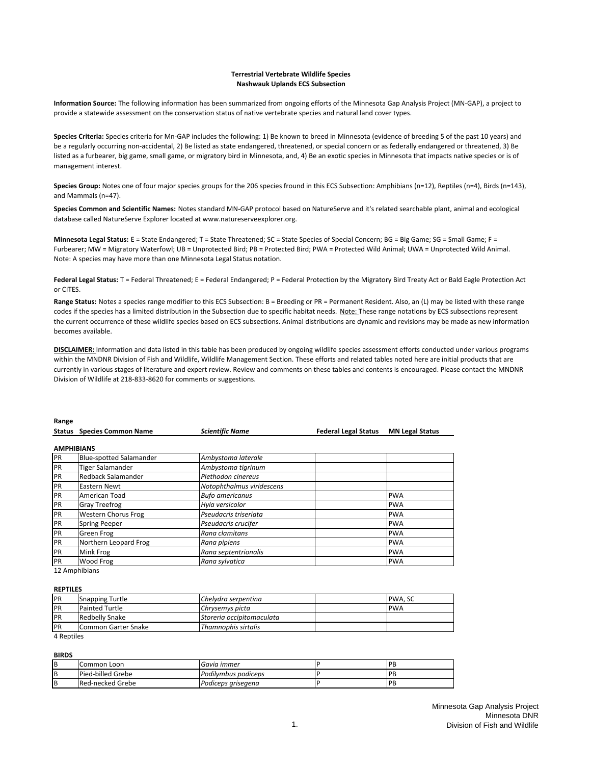**Terrestrial Vertebrate Wildlife Species**
**Nashwauk Uplands ECS Subsection**

**Information Source:** The following information has been summarized from ongoing efforts of the Minnesota Gap Analysis Project (MN-GAP), a project to provide a statewide assessment on the conservation status of native vertebrate species and natural land cover types.

**Species Criteria:** Species criteria for Mn-GAP includes the following: 1) Be known to breed in Minnesota (evidence of breeding 5 of the past 10 years) and be a regularly occurring non-accidental, 2) Be listed as state endangered, threatened, or special concern or as federally endangered or threatened, 3) Be listed as a furbearer, big game, small game, or migratory bird in Minnesota, and, 4) Be an exotic species in Minnesota that impacts native species or is of management interest.

**Species Group:** Notes one of four major species groups for the 206 species fround in this ECS Subsection: Amphibians (n=12), Reptiles (n=4), Birds (n=143), and Mammals (n=47).

**Species Common and Scientific Names:** Notes standard MN-GAP protocol based on NatureServe and it's related searchable plant, animal and ecological database called NatureServe Explorer located at www.natureserveexplorer.org.

**Minnesota Legal Status:** E = State Endangered; T = State Threatened; SC = State Species of Special Concern; BG = Big Game; SG = Small Game; F = Furbearer; MW = Migratory Waterfowl; UB = Unprotected Bird; PB = Protected Bird; PWA = Protected Wild Animal; UWA = Unprotected Wild Animal. Note: A species may have more than one Minnesota Legal Status notation.

**Federal Legal Status:** T = Federal Threatened; E = Federal Endangered; P = Federal Protection by the Migratory Bird Treaty Act or Bald Eagle Protection Act or CITES.

**Range Status:** Notes a species range modifier to this ECS Subsection: B = Breeding or PR = Permanent Resident. Also, an (L) may be listed with these range codes if the species has a limited distribution in the Subsection due to specific habitat needs. Note: These range notations by ECS subsections represent the current occurrence of these wildlife species based on ECS subsections. Animal distributions are dynamic and revisions may be made as new information becomes available.

**DISCLAIMER:** Information and data listed in this table has been produced by ongoing wildlife species assessment efforts conducted under various programs within the MNDNR Division of Fish and Wildlife, Wildlife Management Section. These efforts and related tables noted here are initial products that are currently in various stages of literature and expert review. Review and comments on these tables and contents is encouraged. Please contact the MNDNR Division of Wildlife at 218-833-8620 for comments or suggestions.

| Range Status | Species Common Name | *Scientific Name* | Federal Legal Status | MN Legal Status |
|---|---|---|---|---|
| **AMPHIBIANS** | | | | |
| PR | Blue-spotted Salamander | *Ambystoma laterale* | | |
| PR | Tiger Salamander | *Ambystoma tigrinum* | | |
| PR | Redback Salamander | *Plethodon cinereus* | | |
| PR | Eastern Newt | *Notophthalmus viridescens* | | |
| PR | American Toad | *Bufo americanus* | | PWA |
| PR | Gray Treefrog | *Hyla versicolor* | | PWA |
| PR | Western Chorus Frog | *Pseudacris triseriata* | | PWA |
| PR | Spring Peeper | *Pseudacris crucifer* | | PWA |
| PR | Green Frog | *Rana clamitans* | | PWA |
| PR | Northern Leopard Frog | *Rana pipiens* | | PWA |
| PR | Mink Frog | *Rana septentrionalis* | | PWA |
| PR | Wood Frog | *Rana sylvatica* | | PWA |
| 12 Amphibians | | | | |
| **REPTILES** | | | | |
| PR | Snapping Turtle | *Chelydra serpentina* | | PWA, SC |
| PR | Painted Turtle | *Chrysemys picta* | | PWA |
| PR | Redbelly Snake | *Storeria occipitomaculata* | | |
| PR | Common Garter Snake | *Thamnophis sirtalis* | | |
| 4 Reptiles | | | | |
| **BIRDS** | | | | |
| B | Common Loon | *Gavia immer* | P | PB |
| B | Pied-billed Grebe | *Podilymbus podiceps* | P | PB |
| B | Red-necked Grebe | *Podiceps grisegena* | P | PB |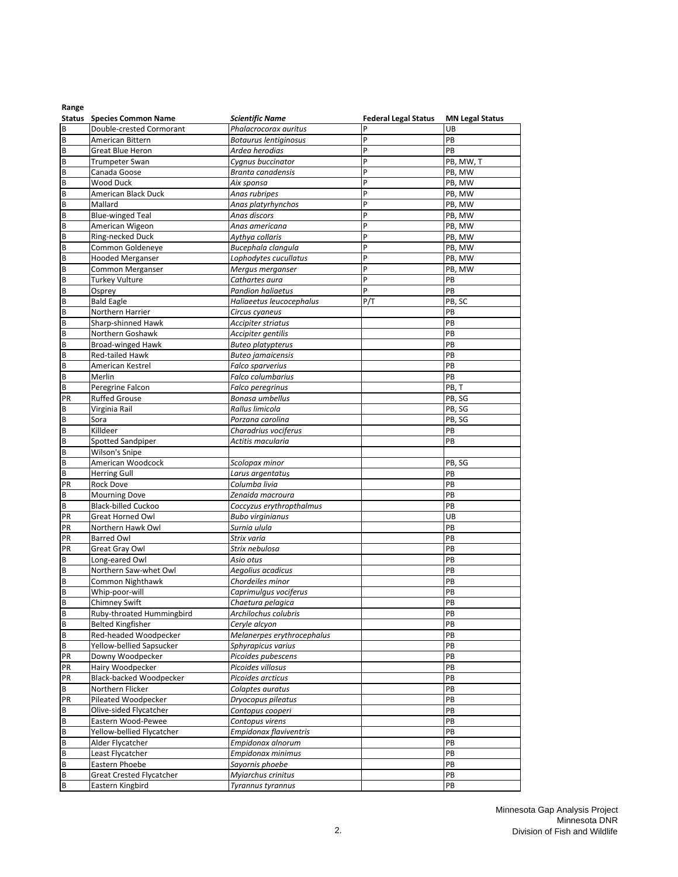| Range Status | Species Common Name | *Scientific Name* | Federal Legal Status | MN Legal Status |
|---|---|---|---|---|
| B | Double-crested Cormorant | *Phalacrocorax auritus* | P | UB |
| B | American Bittern | *Botaurus lentiginosus* | P | PB |
| B | Great Blue Heron | *Ardea herodias* | P | PB |
| B | Trumpeter Swan | *Cygnus buccinator* | P | PB, MW, T |
| B | Canada Goose | *Branta canadensis* | P | PB, MW |
| B | Wood Duck | *Aix sponsa* | P | PB, MW |
| B | American Black Duck | *Anas rubripes* | P | PB, MW |
| B | Mallard | *Anas platyrhynchos* | P | PB, MW |
| B | Blue-winged Teal | *Anas discors* | P | PB, MW |
| B | American Wigeon | *Anas americana* | P | PB, MW |
| B | Ring-necked Duck | *Aythya collaris* | P | PB, MW |
| B | Common Goldeneye | *Bucephala clangula* | P | PB, MW |
| B | Hooded Merganser | *Lophodytes cucullatus* | P | PB, MW |
| B | Common Merganser | *Mergus merganser* | P | PB, MW |
| B | Turkey Vulture | *Cathartes aura* | P | PB |
| B | Osprey | *Pandion haliaetus* | P | PB |
| B | Bald Eagle | *Haliaeetus leucocephalus* | P/T | PB, SC |
| B | Northern Harrier | *Circus cyaneus* | | PB |
| B | Sharp-shinned Hawk | *Accipiter striatus* | | PB |
| B | Northern Goshawk | *Accipiter gentilis* | | PB |
| B | Broad-winged Hawk | *Buteo platypterus* | | PB |
| B | Red-tailed Hawk | *Buteo jamaicensis* | | PB |
| B | American Kestrel | *Falco sparverius* | | PB |
| B | Merlin | *Falco columbarius* | | PB |
| B | Peregrine Falcon | *Falco peregrinus* | | PB, T |
| PR | Ruffed Grouse | *Bonasa umbellus* | | PB, SG |
| B | Virginia Rail | *Rallus limicola* | | PB, SG |
| B | Sora | *Porzana carolina* | | PB, SG |
| B | Killdeer | *Charadrius vociferus* | | PB |
| B | Spotted Sandpiper | *Actitis macularia* | | PB |
| B | Wilson's Snipe | | | |
| B | American Woodcock | *Scolopax minor* | | PB, SG |
| B | Herring Gull | *Larus argentatus* | | PB |
| PR | Rock Dove | *Columba livia* | | PB |
| B | Mourning Dove | *Zenaida macroura* | | PB |
| B | Black-billed Cuckoo | *Coccyzus erythropthalmus* | | PB |
| PR | Great Horned Owl | *Bubo virginianus* | | UB |
| PR | Northern Hawk Owl | *Surnia ulula* | | PB |
| PR | Barred Owl | *Strix varia* | | PB |
| PR | Great Gray Owl | *Strix nebulosa* | | PB |
| B | Long-eared Owl | *Asio otus* | | PB |
| B | Northern Saw-whet Owl | *Aegolius acadicus* | | PB |
| B | Common Nighthawk | *Chordeiles minor* | | PB |
| B | Whip-poor-will | *Caprimulgus vociferus* | | PB |
| B | Chimney Swift | *Chaetura pelagica* | | PB |
| B | Ruby-throated Hummingbird | *Archilochus colubris* | | PB |
| B | Belted Kingfisher | *Ceryle alcyon* | | PB |
| B | Red-headed Woodpecker | *Melanerpes erythrocephalus* | | PB |
| B | Yellow-bellied Sapsucker | *Sphyrapicus varius* | | PB |
| PR | Downy Woodpecker | *Picoides pubescens* | | PB |
| PR | Hairy Woodpecker | *Picoides villosus* | | PB |
| PR | Black-backed Woodpecker | *Picoides arcticus* | | PB |
| B | Northern Flicker | *Colaptes auratus* | | PB |
| PR | Pileated Woodpecker | *Dryocopus pileatus* | | PB |
| B | Olive-sided Flycatcher | *Contopus cooperi* | | PB |
| B | Eastern Wood-Pewee | *Contopus virens* | | PB |
| B | Yellow-bellied Flycatcher | *Empidonax flaviventris* | | PB |
| B | Alder Flycatcher | *Empidonax alnorum* | | PB |
| B | Least Flycatcher | *Empidonax minimus* | | PB |
| B | Eastern Phoebe | *Sayornis phoebe* | | PB |
| B | Great Crested Flycatcher | *Myiarchus crinitus* | | PB |
| B | Eastern Kingbird | *Tyrannus tyrannus* | | PB |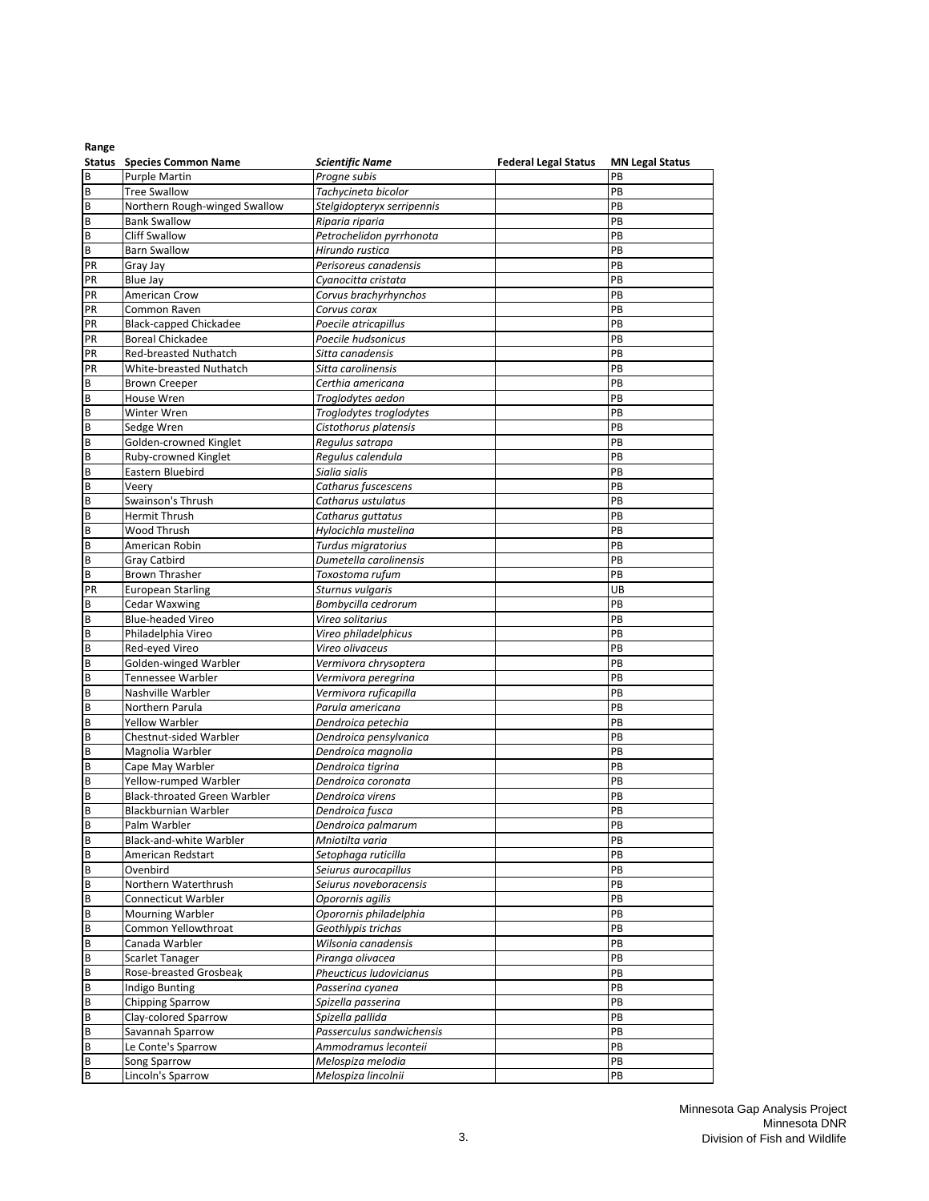| Range Status | Species Common Name | *Scientific Name* | Federal Legal Status | MN Legal Status |
|---|---|---|---|---|
| B | Purple Martin | *Progne subis* | | PB |
| B | Tree Swallow | *Tachycineta bicolor* | | PB |
| B | Northern Rough-winged Swallow | *Stelgidopteryx serripennis* | | PB |
| B | Bank Swallow | *Riparia riparia* | | PB |
| B | Cliff Swallow | *Petrochelidon pyrrhonota* | | PB |
| B | Barn Swallow | *Hirundo rustica* | | PB |
| PR | Gray Jay | *Perisoreus canadensis* | | PB |
| PR | Blue Jay | *Cyanocitta cristata* | | PB |
| PR | American Crow | *Corvus brachyrhynchos* | | PB |
| PR | Common Raven | *Corvus corax* | | PB |
| PR | Black-capped Chickadee | *Poecile atricapillus* | | PB |
| PR | Boreal Chickadee | *Poecile hudsonicus* | | PB |
| PR | Red-breasted Nuthatch | *Sitta canadensis* | | PB |
| PR | White-breasted Nuthatch | *Sitta carolinensis* | | PB |
| B | Brown Creeper | *Certhia americana* | | PB |
| B | House Wren | *Troglodytes aedon* | | PB |
| B | Winter Wren | *Troglodytes troglodytes* | | PB |
| B | Sedge Wren | *Cistothorus platensis* | | PB |
| B | Golden-crowned Kinglet | *Regulus satrapa* | | PB |
| B | Ruby-crowned Kinglet | *Regulus calendula* | | PB |
| B | Eastern Bluebird | *Sialia sialis* | | PB |
| B | Veery | *Catharus fuscescens* | | PB |
| B | Swainson's Thrush | *Catharus ustulatus* | | PB |
| B | Hermit Thrush | *Catharus guttatus* | | PB |
| B | Wood Thrush | *Hylocichla mustelina* | | PB |
| B | American Robin | *Turdus migratorius* | | PB |
| B | Gray Catbird | *Dumetella carolinensis* | | PB |
| B | Brown Thrasher | *Toxostoma rufum* | | PB |
| PR | European Starling | *Sturnus vulgaris* | | UB |
| B | Cedar Waxwing | *Bombycilla cedrorum* | | PB |
| B | Blue-headed Vireo | *Vireo solitarius* | | PB |
| B | Philadelphia Vireo | *Vireo philadelphicus* | | PB |
| B | Red-eyed Vireo | *Vireo olivaceus* | | PB |
| B | Golden-winged Warbler | *Vermivora chrysoptera* | | PB |
| B | Tennessee Warbler | *Vermivora peregrina* | | PB |
| B | Nashville Warbler | *Vermivora ruficapilla* | | PB |
| B | Northern Parula | *Parula americana* | | PB |
| B | Yellow Warbler | *Dendroica petechia* | | PB |
| B | Chestnut-sided Warbler | *Dendroica pensylvanica* | | PB |
| B | Magnolia Warbler | *Dendroica magnolia* | | PB |
| B | Cape May Warbler | *Dendroica tigrina* | | PB |
| B | Yellow-rumped Warbler | *Dendroica coronata* | | PB |
| B | Black-throated Green Warbler | *Dendroica virens* | | PB |
| B | Blackburnian Warbler | *Dendroica fusca* | | PB |
| B | Palm Warbler | *Dendroica palmarum* | | PB |
| B | Black-and-white Warbler | *Mniotilta varia* | | PB |
| B | American Redstart | *Setophaga ruticilla* | | PB |
| B | Ovenbird | *Seiurus aurocapillus* | | PB |
| B | Northern Waterthrush | *Seiurus noveboracensis* | | PB |
| B | Connecticut Warbler | *Oporornis agilis* | | PB |
| B | Mourning Warbler | *Oporornis philadelphia* | | PB |
| B | Common Yellowthroat | *Geothlypis trichas* | | PB |
| B | Canada Warbler | *Wilsonia canadensis* | | PB |
| B | Scarlet Tanager | *Piranga olivacea* | | PB |
| B | Rose-breasted Grosbeak | *Pheucticus ludovicianus* | | PB |
| B | Indigo Bunting | *Passerina cyanea* | | PB |
| B | Chipping Sparrow | *Spizella passerina* | | PB |
| B | Clay-colored Sparrow | *Spizella pallida* | | PB |
| B | Savannah Sparrow | *Passerculus sandwichensis* | | PB |
| B | Le Conte's Sparrow | *Ammodramus leconteii* | | PB |
| B | Song Sparrow | *Melospiza melodia* | | PB |
| B | Lincoln's Sparrow | *Melospiza lincolnii* | | PB |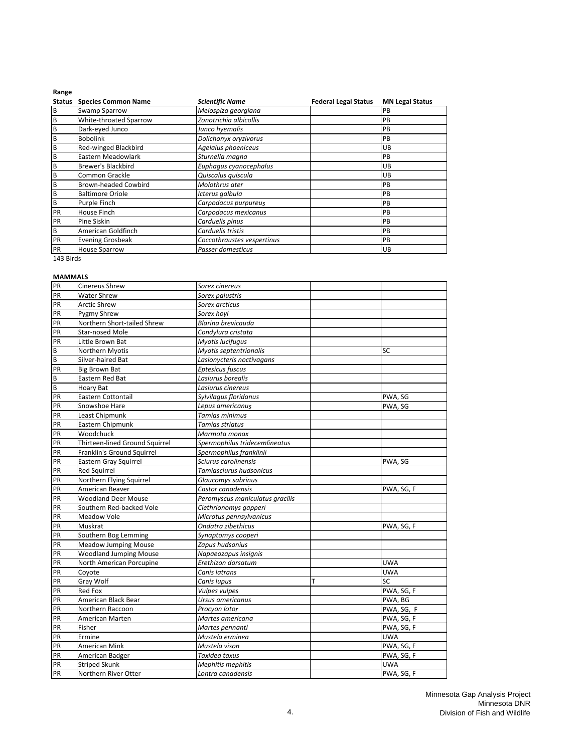| Range Status | Species Common Name | *Scientific Name* | Federal Legal Status | MN Legal Status |
|---|---|---|---|---|
| B | Swamp Sparrow | *Melospiza georgiana* | | PB |
| B | White-throated Sparrow | *Zonotrichia albicollis* | | PB |
| B | Dark-eyed Junco | *Junco hyemalis* | | PB |
| B | Bobolink | *Dolichonyx oryzivorus* | | PB |
| B | Red-winged Blackbird | *Agelaius phoeniceus* | | UB |
| B | Eastern Meadowlark | *Sturnella magna* | | PB |
| B | Brewer's Blackbird | *Euphagus cyanocephalus* | | UB |
| B | Common Grackle | *Quiscalus quiscula* | | UB |
| B | Brown-headed Cowbird | *Molothrus ater* | | PB |
| B | Baltimore Oriole | *Icterus galbula* | | PB |
| B | Purple Finch | *Carpodacus purpureus* | | PB |
| PR | House Finch | *Carpodacus mexicanus* | | PB |
| PR | Pine Siskin | *Carduelis pinus* | | PB |
| B | American Goldfinch | *Carduelis tristis* | | PB |
| PR | Evening Grosbeak | *Coccothraustes vespertinus* | | PB |
| PR | House Sparrow | *Passer domesticus* | | UB |

143 Birds

**MAMMALS**

| Range Status | Species Common Name | *Scientific Name* | Federal Legal Status | MN Legal Status |
|---|---|---|---|---|
| PR | Cinereus Shrew | *Sorex cinereus* | | |
| PR | Water Shrew | *Sorex palustris* | | |
| PR | Arctic Shrew | *Sorex arcticus* | | |
| PR | Pygmy Shrew | *Sorex hoyi* | | |
| PR | Northern Short-tailed Shrew | *Blarina brevicauda* | | |
| PR | Star-nosed Mole | *Condylura cristata* | | |
| PR | Little Brown Bat | *Myotis lucifugus* | | |
| B | Northern Myotis | *Myotis septentrionalis* | | SC |
| B | Silver-haired Bat | *Lasionycteris noctivagans* | | |
| PR | Big Brown Bat | *Eptesicus fuscus* | | |
| B | Eastern Red Bat | *Lasiurus borealis* | | |
| B | Hoary Bat | *Lasiurus cinereus* | | |
| PR | Eastern Cottontail | *Sylvilagus floridanus* | | PWA, SG |
| PR | Snowshoe Hare | *Lepus americanus* | | PWA, SG |
| PR | Least Chipmunk | *Tamias minimus* | | |
| PR | Eastern Chipmunk | *Tamias striatus* | | |
| PR | Woodchuck | *Marmota monax* | | |
| PR | Thirteen-lined Ground Squirrel | *Spermophilus tridecemlineatus* | | |
| PR | Franklin's Ground Squirrel | *Spermophilus franklinii* | | |
| PR | Eastern Gray Squirrel | *Sciurus carolinensis* | | PWA, SG |
| PR | Red Squirrel | *Tamiasciurus hudsonicus* | | |
| PR | Northern Flying Squirrel | *Glaucomys sabrinus* | | |
| PR | American Beaver | *Castor canadensis* | | PWA, SG, F |
| PR | Woodland Deer Mouse | *Peromyscus maniculatus gracilis* | | |
| PR | Southern Red-backed Vole | *Clethrionomys gapperi* | | |
| PR | Meadow Vole | *Microtus pennsylvanicus* | | |
| PR | Muskrat | *Ondatra zibethicus* | | PWA, SG, F |
| PR | Southern Bog Lemming | *Synaptomys cooperi* | | |
| PR | Meadow Jumping Mouse | *Zapus hudsonius* | | |
| PR | Woodland Jumping Mouse | *Napaeozapus insignis* | | |
| PR | North American Porcupine | *Erethizon dorsatum* | | UWA |
| PR | Coyote | *Canis latrans* | | UWA |
| PR | Gray Wolf | *Canis lupus* | T | SC |
| PR | Red Fox | *Vulpes vulpes* | | PWA, SG, F |
| PR | American Black Bear | *Ursus americanus* | | PWA, BG |
| PR | Northern Raccoon | *Procyon lotor* | | PWA, SG, F |
| PR | American Marten | *Martes americana* | | PWA, SG, F |
| PR | Fisher | *Martes pennanti* | | PWA, SG, F |
| PR | Ermine | *Mustela erminea* | | UWA |
| PR | American Mink | *Mustela vison* | | PWA, SG, F |
| PR | American Badger | *Taxidea taxus* | | PWA, SG, F |
| PR | Striped Skunk | *Mephitis mephitis* | | UWA |
| PR | Northern River Otter | *Lontra canadensis* | | PWA, SG, F |

Minnesota Gap Analysis Project
Minnesota DNR
Division of Fish and Wildlife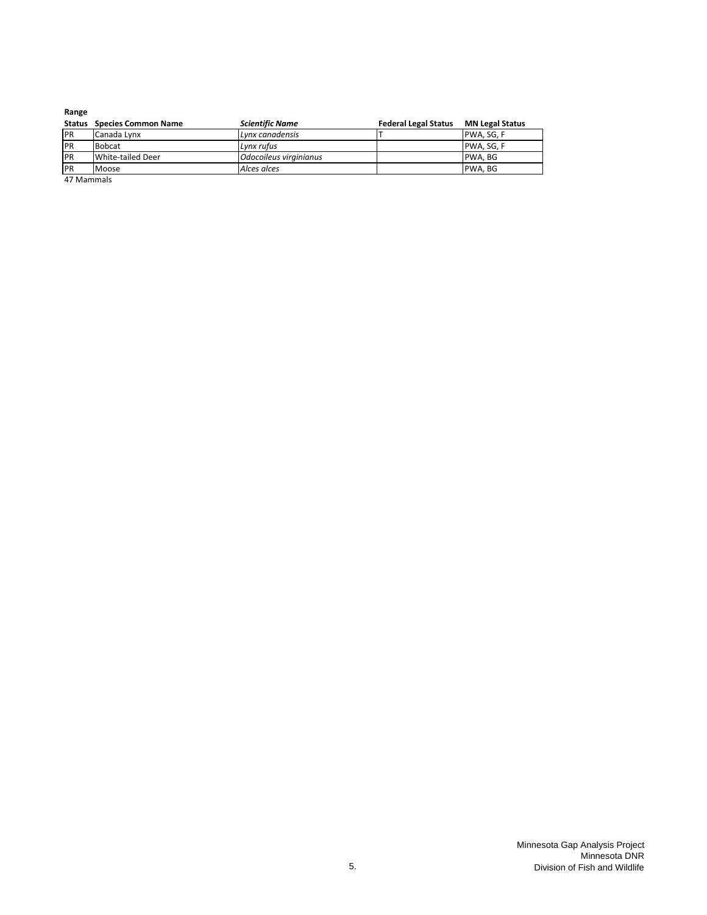| Range Status | Species Common Name | *Scientific Name* | Federal Legal Status | MN Legal Status |
|---|---|---|---|---|
| PR | Canada Lynx | *Lynx canadensis* | T | PWA, SG, F |
| PR | Bobcat | *Lynx rufus* | | PWA, SG, F |
| PR | White-tailed Deer | *Odocoileus virginianus* | | PWA, BG |
| PR | Moose | *Alces alces* | | PWA, BG |

47 Mammals